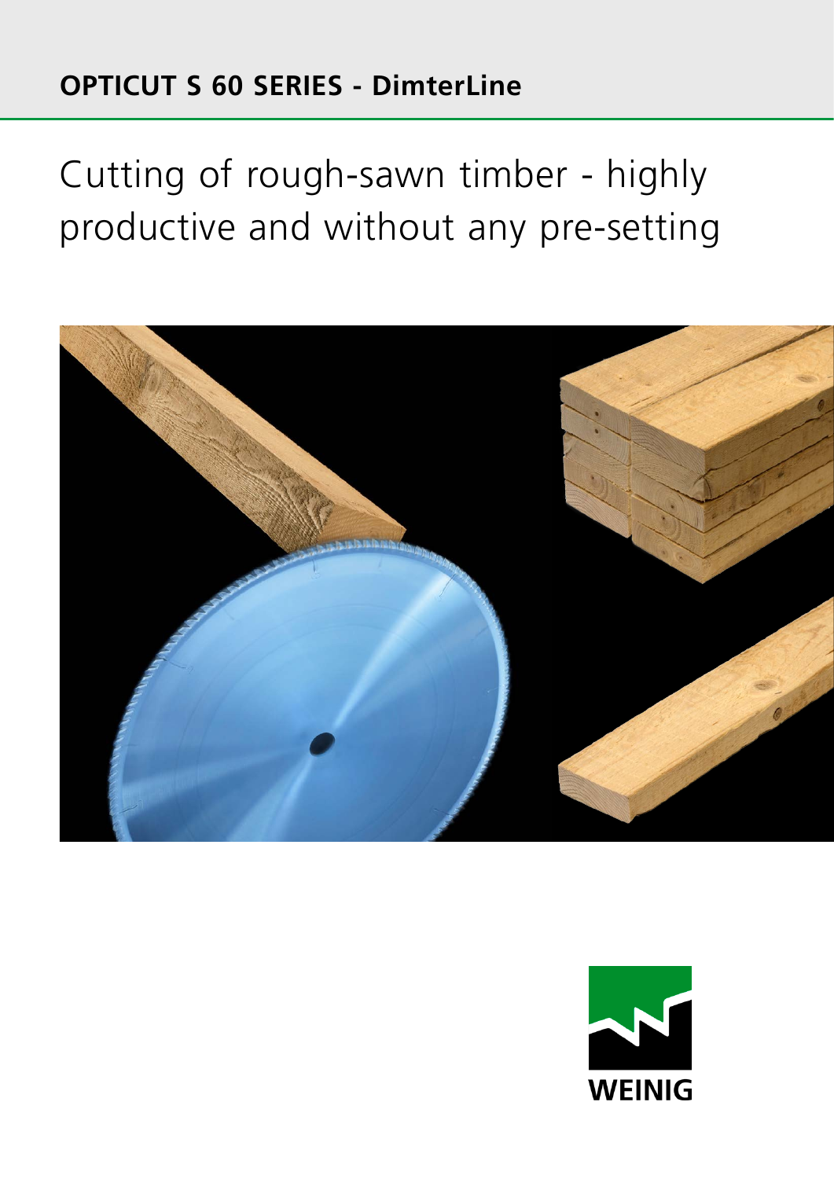**OPTICUT S 60 SERIES - DimterLine**

# Cutting of rough-sawn timber - highly productive and without any pre-setting

WEINIG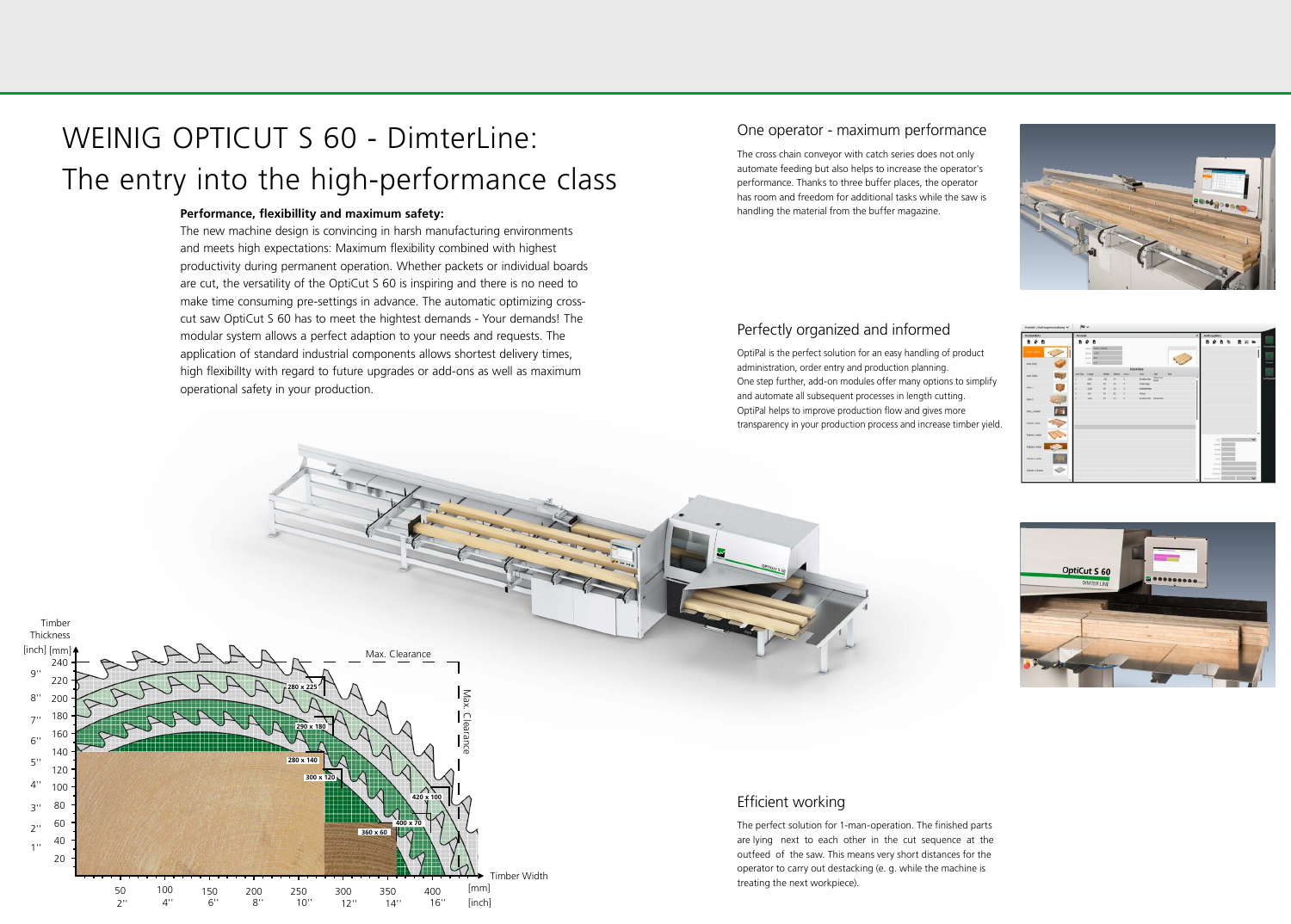# WEINIG OPTICUT S 60 - DimterLine: The entry into the high-performance class

**Performance, flexibillity and maximum safety:**

The new machine design is convincing in harsh manufacturing environments and meets high expectations: Maximum flexibility combined with highest productivity during permanent operation. Whether packets or individual boards are cut, the versatility of the OptiCut S 60 is inspiring and there is no need to make time consuming pre-settings in advance. The automatic optimizing cross-cut saw OptiCut S 60 has to meet the hightest demands - Your demands! The modular system allows a perfect adaption to your needs and requests. The application of standard industrial components allows shortest delivery times, high flexibillty with regard to future upgrades or add-ons as well as maximum operational safety in your production.

## One operator - maximum performance

The cross chain conveyor with catch series does not only automate feeding but also helps to increase the operator's performance. Thanks to three buffer places, the operator has room and freedom for additional tasks while the saw is handling the material from the buffer magazine.

## Perfectly organized and informed

OptiPal is the perfect solution for an easy handling of product administration, order entry and production planning.
One step further, add-on modules offer many options to simplify and automate all subsequent processes in length cutting.
OptiPal helps to improve production flow and gives more transparency in your production process and increase timber yield.

## Efficient working

The perfect solution for 1-man-operation. The finished parts are lying next to each other in the cut sequence at the outfeed of the saw. This means very short distances for the operator to carry out destacking (e. g. while the machine is treating the next workpiece).

Timber Thickness [inch] [mm] — Max. Clearance — Timber Width [mm] [inch]

280 x 225, 290 x 180, 280 x 140, 300 x 120, 420 x 100, 400 x 70, 360 x 60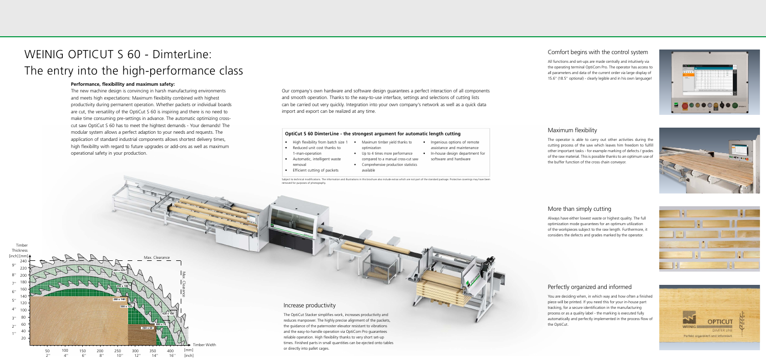# WEINIG OPTICUT S 60 - DimterLine: The entry into the high-performance class

**Performance, flexibillity and maximum safety:**

The new machine design is convincing in harsh manufacturing environments and meets high expectations: Maximum flexibility combined with highest productivity during permanent operation. Whether packets or individual boards are cut, the versatility of the OptiCut S 60 is inspiring and there is no need to make time consuming pre-settings in advance. The automatic optimizing cross-cut saw OptiCut S 60 has to meet the hightest demands - Your demands! The modular system allows a perfect adaption to your needs and requests. The application of standard industrial components allows shortest delivery times, high flexibillty with regard to future upgrades or add-ons as well as maximum operational safety in your production.

Our company's own hardware and software design guarantees a perfect interaction of all components and smooth operation. Thanks to the easy-to-use interface, settings and selections of cutting lists can be carried out very quickly. Integration into your own company's network as well as a quick data import and export can be realized at any time.

### OptiCut S 60 DimterLine - the strongest argument for automatic length cutting

- High flexibility from batch size 1
- Reduced unit cost thanks to 1-man-operation
- Automatic, intelligent waste removal
- Efficient cutting of packets
- Maximum timber yield thanks to optimization
- Up to 4 times more performance compared to a manual cross-cut saw
- Comprehensive production statistics available
- Ingenious options of remote assistance and maintenance
- In-house design department for software and hardware

Subject to technical modifications. The information and illustrations in this brochure also include extras which are not part of the standard package. Protective coverings may have been removed for purposes of photography.

## Increase productivity

The OptiCut Stacker simplifies work, increases productivity and reduces manpower. The highly precise alignment of the packets, the guidance of the paternoster elevator resistant to vibrations and the easy-to-handle operation via OptiCom Pro guarantees reliable operation. High flexibility thanks to very short set-up times. Finished parts in small quantities can be ejected onto tables or directly into pallet cages.

## Comfort begins with the control system

All functions and set-ups are made centrally and intuitively via the operating terminal OptiCom Pro. The operator has access to all parameters and data of the current order via large display of 15.6" (18.5" optional) - clearly legible and in his own language!

## Maximum flexibility

The operator is able to carry out other activities during the cutting process of the saw which leaves him freedom to fulfill other important tasks - for example marking of defects / grades of the raw material. This is possible thanks to an optimum use of the buffer function of the cross chain conveyor.

## More than simply cutting

Always have either lowest waste or highest quality. The full optimization mode guarantees for an optimum utilization of the workpieces subject to the raw length. Furthermore, it considers the defects and grades marked by the operator.

## Perfectly organized and informed

You are deciding when, in which way and how often a finished piece will be printed. If you need this for your in-house part tracking, for a secure identification in the manufacturing process or as a quality label - the marking is executed fully automatically and perfectly implemented in the process flow of the OptiCut.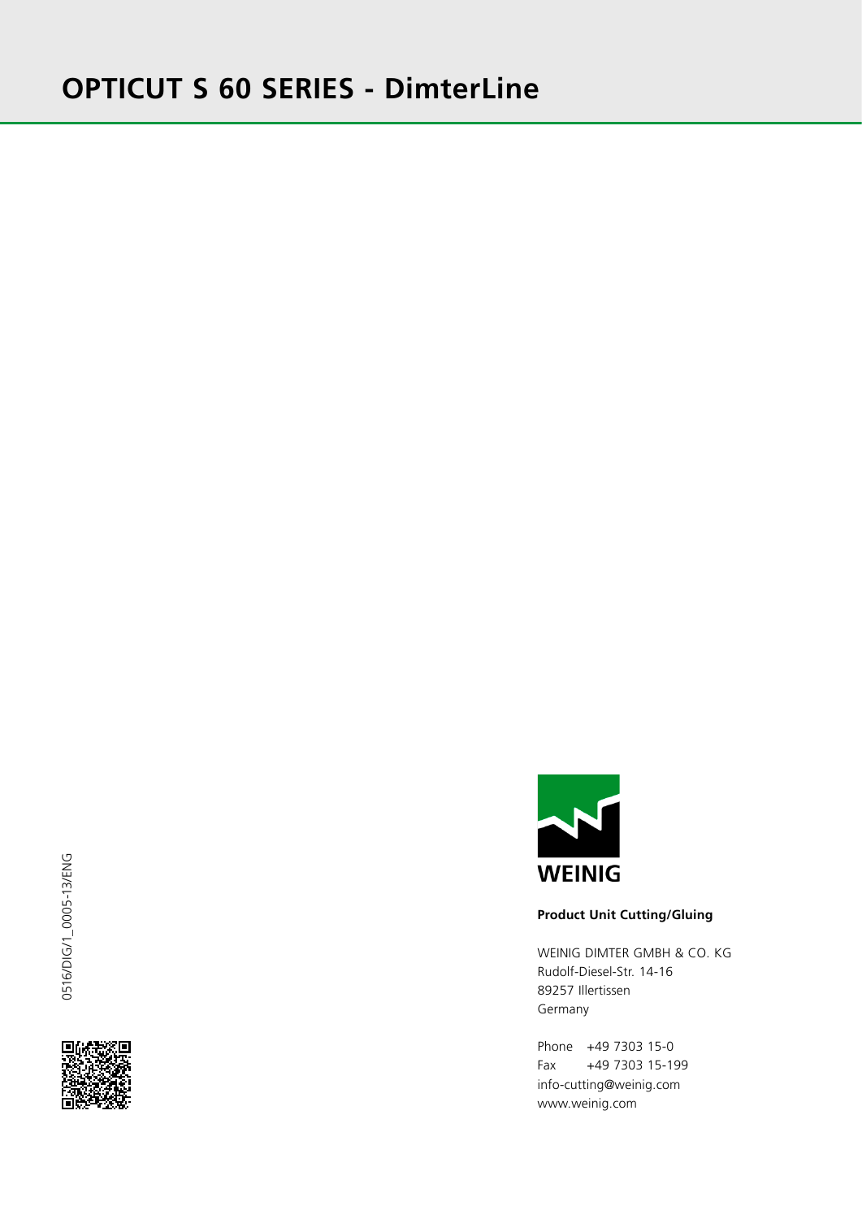# OPTICUT S 60 SERIES - DimterLine

0516/DIG/1_0005-13/ENG

WEINIG

**Product Unit Cutting/Gluing**

WEINIG DIMTER GMBH & CO. KG
Rudolf-Diesel-Str. 14-16
89257 Illertissen
Germany

Phone +49 7303 15-0
Fax +49 7303 15-199
info-cutting@weinig.com
www.weinig.com